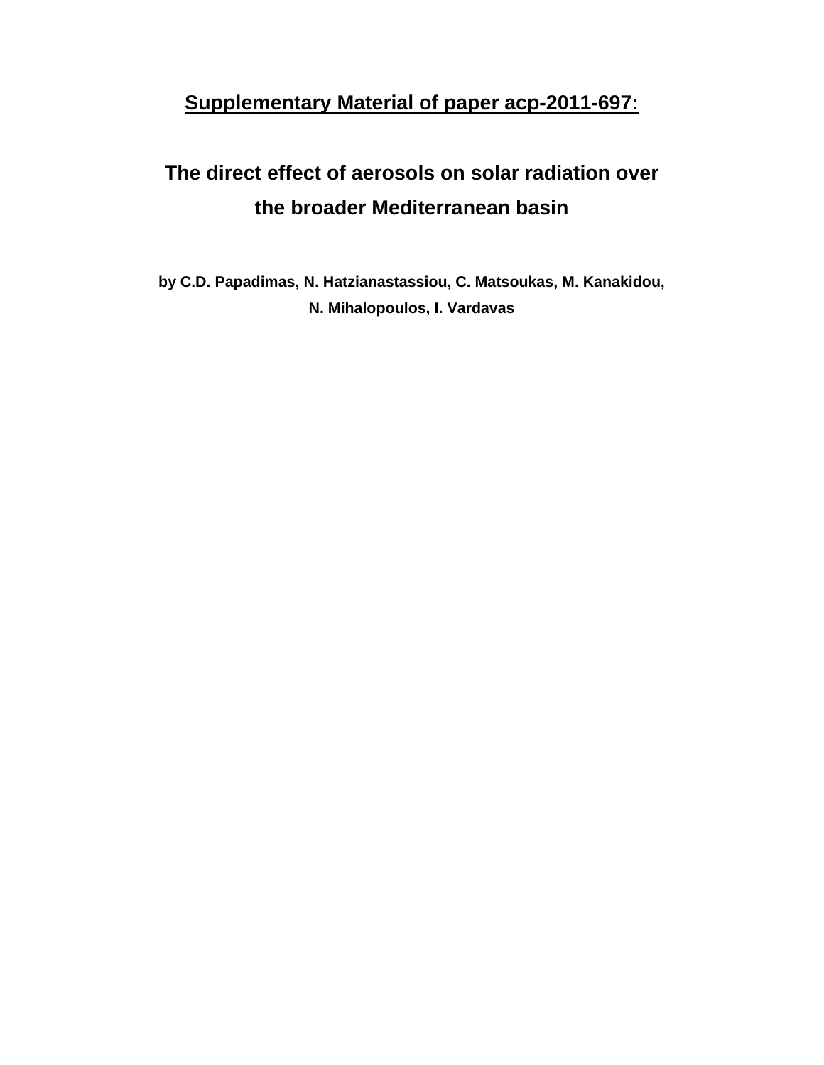# Supplementary Material of paper acp-2011-697:

## The direct effect of aerosols on solar radiation over the broader Mediterranean basin

**by C.D. Papadimas, N. Hatzianastassiou, C. Matsoukas, M. Kanakidou, N. Mihalopoulos, I. Vardavas**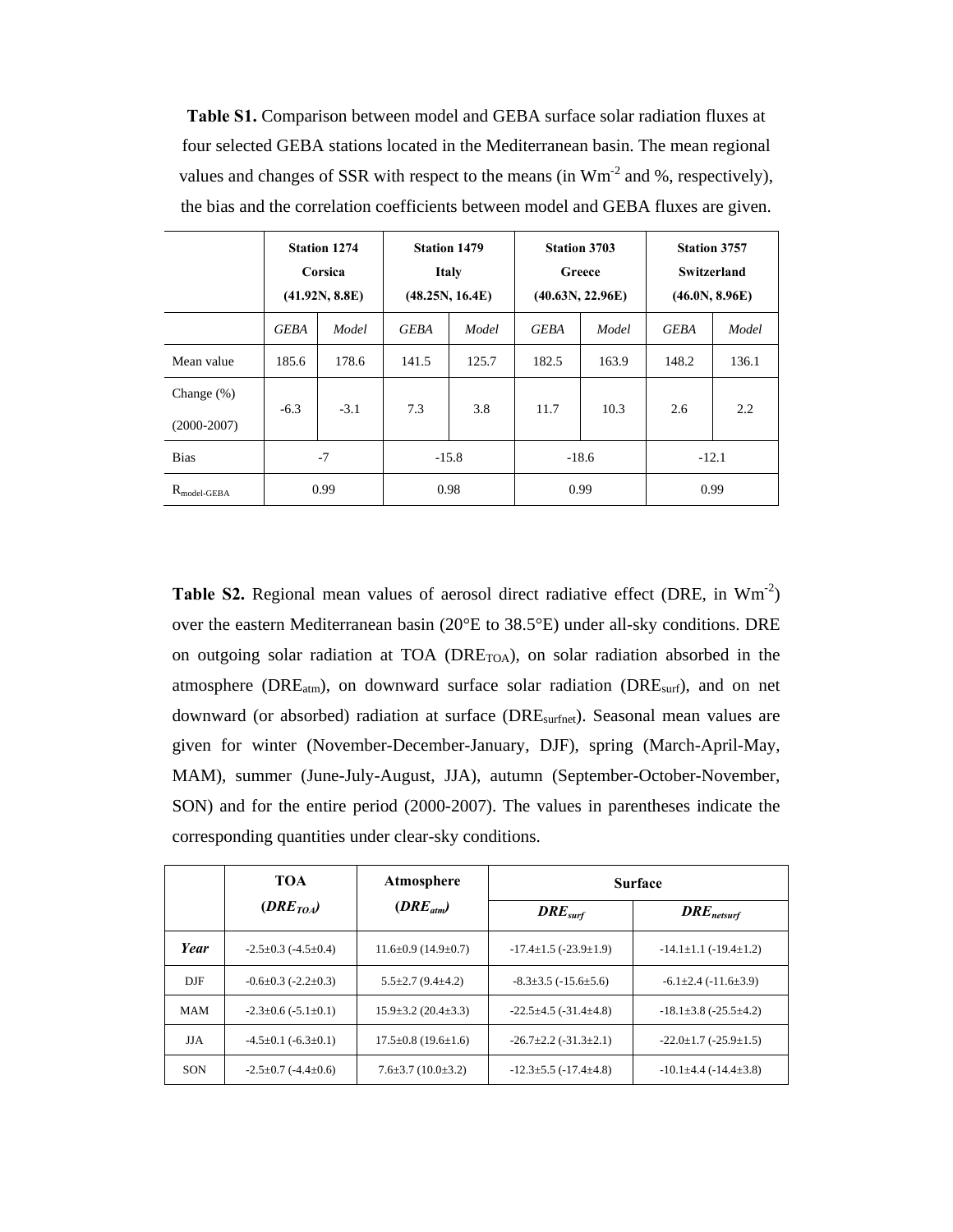**Table S1.** Comparison between model and GEBA surface solar radiation fluxes at four selected GEBA stations located in the Mediterranean basin. The mean regional values and changes of SSR with respect to the means (in $Wm^{-2}$ and %, respectively), the bias and the correlation coefficients between model and GEBA fluxes are given.

| | **Station 1274 Corsica (41.92N, 8.8E)** | | **Station 1479 Italy (48.25N, 16.4E)** | | **Station 3703 Greece (40.63N, 22.96E)** | | **Station 3757 Switzerland (46.0N, 8.96E)** | |
|---|---|---|---|---|---|---|---|---|
| | *GEBA* | *Model* | *GEBA* | *Model* | *GEBA* | *Model* | *GEBA* | *Model* |
| Mean value | 185.6 | 178.6 | 141.5 | 125.7 | 182.5 | 163.9 | 148.2 | 136.1 |
| Change (%) (2000-2007) | -6.3 | -3.1 | 7.3 | 3.8 | 11.7 | 10.3 | 2.6 | 2.2 |
| Bias | -7 | | -15.8 | | -18.6 | | -12.1 | |
| $R_{model-GEBA}$ | 0.99 | | 0.98 | | 0.99 | | 0.99 | |

**Table S2.** Regional mean values of aerosol direct radiative effect (DRE, in $Wm^{-2}$) over the eastern Mediterranean basin (20°E to 38.5°E) under all-sky conditions. DRE on outgoing solar radiation at TOA ($DRE_{TOA}$), on solar radiation absorbed in the atmosphere ($DRE_{atm}$), on downward surface solar radiation ($DRE_{surf}$), and on net downward (or absorbed) radiation at surface ($DRE_{surfnet}$). Seasonal mean values are given for winter (November-December-January, DJF), spring (March-April-May, MAM), summer (June-July-August, JJA), autumn (September-October-November, SON) and for the entire period (2000-2007). The values in parentheses indicate the corresponding quantities under clear-sky conditions.

| | **TOA** ($DRE_{TOA}$) | **Atmosphere** ($DRE_{atm}$) | **Surface** | |
|---|---|---|---|---|
| | | | $DRE_{surf}$ | $DRE_{netsurf}$ |
| ***Year*** | -2.5±0.3 (-4.5±0.4) | 11.6±0.9 (14.9±0.7) | -17.4±1.5 (-23.9±1.9) | -14.1±1.1 (-19.4±1.2) |
| DJF | -0.6±0.3 (-2.2±0.3) | 5.5±2.7 (9.4±4.2) | -8.3±3.5 (-15.6±5.6) | -6.1±2.4 (-11.6±3.9) |
| MAM | -2.3±0.6 (-5.1±0.1) | 15.9±3.2 (20.4±3.3) | -22.5±4.5 (-31.4±4.8) | -18.1±3.8 (-25.5±4.2) |
| JJA | -4.5±0.1 (-6.3±0.1) | 17.5±0.8 (19.6±1.6) | -26.7±2.2 (-31.3±2.1) | -22.0±1.7 (-25.9±1.5) |
| SON | -2.5±0.7 (-4.4±0.6) | 7.6±3.7 (10.0±3.2) | -12.3±5.5 (-17.4±4.8) | -10.1±4.4 (-14.4±3.8) |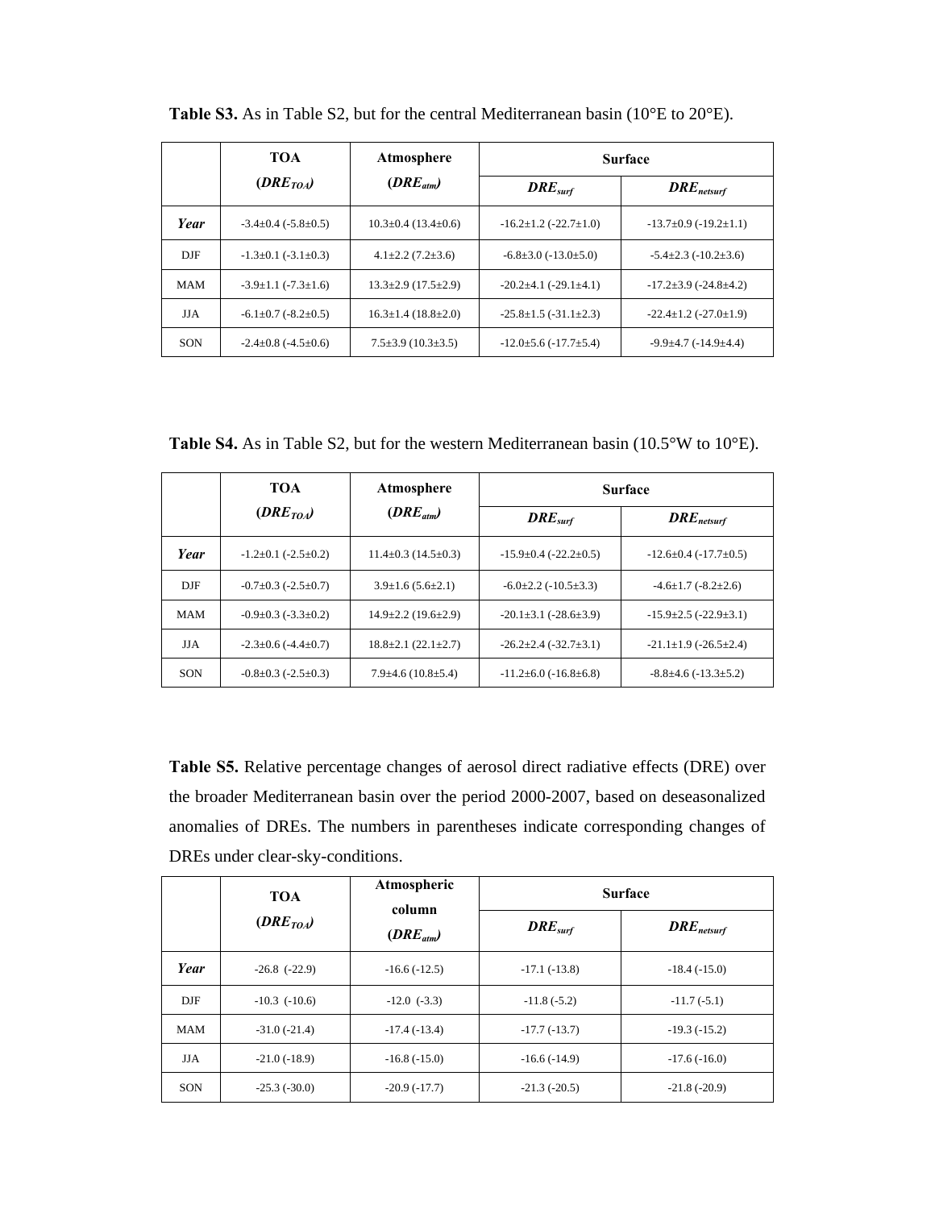**Table S3.** As in Table S2, but for the central Mediterranean basin (10°E to 20°E).

| | TOA ($DRE_{TOA}$) | Atmosphere ($DRE_{atm}$) | Surface | |
|---|---|---|---|---|
| | | | $DRE_{surf}$ | $DRE_{netsurf}$ |
| ***Year*** | -3.4±0.4 (-5.8±0.5) | 10.3±0.4 (13.4±0.6) | -16.2±1.2 (-22.7±1.0) | -13.7±0.9 (-19.2±1.1) |
| DJF | -1.3±0.1 (-3.1±0.3) | 4.1±2.2 (7.2±3.6) | -6.8±3.0 (-13.0±5.0) | -5.4±2.3 (-10.2±3.6) |
| MAM | -3.9±1.1 (-7.3±1.6) | 13.3±2.9 (17.5±2.9) | -20.2±4.1 (-29.1±4.1) | -17.2±3.9 (-24.8±4.2) |
| JJA | -6.1±0.7 (-8.2±0.5) | 16.3±1.4 (18.8±2.0) | -25.8±1.5 (-31.1±2.3) | -22.4±1.2 (-27.0±1.9) |
| SON | -2.4±0.8 (-4.5±0.6) | 7.5±3.9 (10.3±3.5) | -12.0±5.6 (-17.7±5.4) | -9.9±4.7 (-14.9±4.4) |

**Table S4.** As in Table S2, but for the western Mediterranean basin (10.5°W to 10°E).

| | TOA ($DRE_{TOA}$) | Atmosphere ($DRE_{atm}$) | Surface | |
|---|---|---|---|---|
| | | | $DRE_{surf}$ | $DRE_{netsurf}$ |
| ***Year*** | -1.2±0.1 (-2.5±0.2) | 11.4±0.3 (14.5±0.3) | -15.9±0.4 (-22.2±0.5) | -12.6±0.4 (-17.7±0.5) |
| DJF | -0.7±0.3 (-2.5±0.7) | 3.9±1.6 (5.6±2.1) | -6.0±2.2 (-10.5±3.3) | -4.6±1.7 (-8.2±2.6) |
| MAM | -0.9±0.3 (-3.3±0.2) | 14.9±2.2 (19.6±2.9) | -20.1±3.1 (-28.6±3.9) | -15.9±2.5 (-22.9±3.1) |
| JJA | -2.3±0.6 (-4.4±0.7) | 18.8±2.1 (22.1±2.7) | -26.2±2.4 (-32.7±3.1) | -21.1±1.9 (-26.5±2.4) |
| SON | -0.8±0.3 (-2.5±0.3) | 7.9±4.6 (10.8±5.4) | -11.2±6.0 (-16.8±6.8) | -8.8±4.6 (-13.3±5.2) |

**Table S5.** Relative percentage changes of aerosol direct radiative effects (DRE) over the broader Mediterranean basin over the period 2000-2007, based on deseasonalized anomalies of DREs. The numbers in parentheses indicate corresponding changes of DREs under clear-sky-conditions.

| | TOA ($DRE_{TOA}$) | Atmospheric column ($DRE_{atm}$) | Surface | |
|---|---|---|---|---|
| | | | $DRE_{surf}$ | $DRE_{netsurf}$ |
| ***Year*** | -26.8 (-22.9) | -16.6 (-12.5) | -17.1 (-13.8) | -18.4 (-15.0) |
| DJF | -10.3 (-10.6) | -12.0 (-3.3) | -11.8 (-5.2) | -11.7 (-5.1) |
| MAM | -31.0 (-21.4) | -17.4 (-13.4) | -17.7 (-13.7) | -19.3 (-15.2) |
| JJA | -21.0 (-18.9) | -16.8 (-15.0) | -16.6 (-14.9) | -17.6 (-16.0) |
| SON | -25.3 (-30.0) | -20.9 (-17.7) | -21.3 (-20.5) | -21.8 (-20.9) |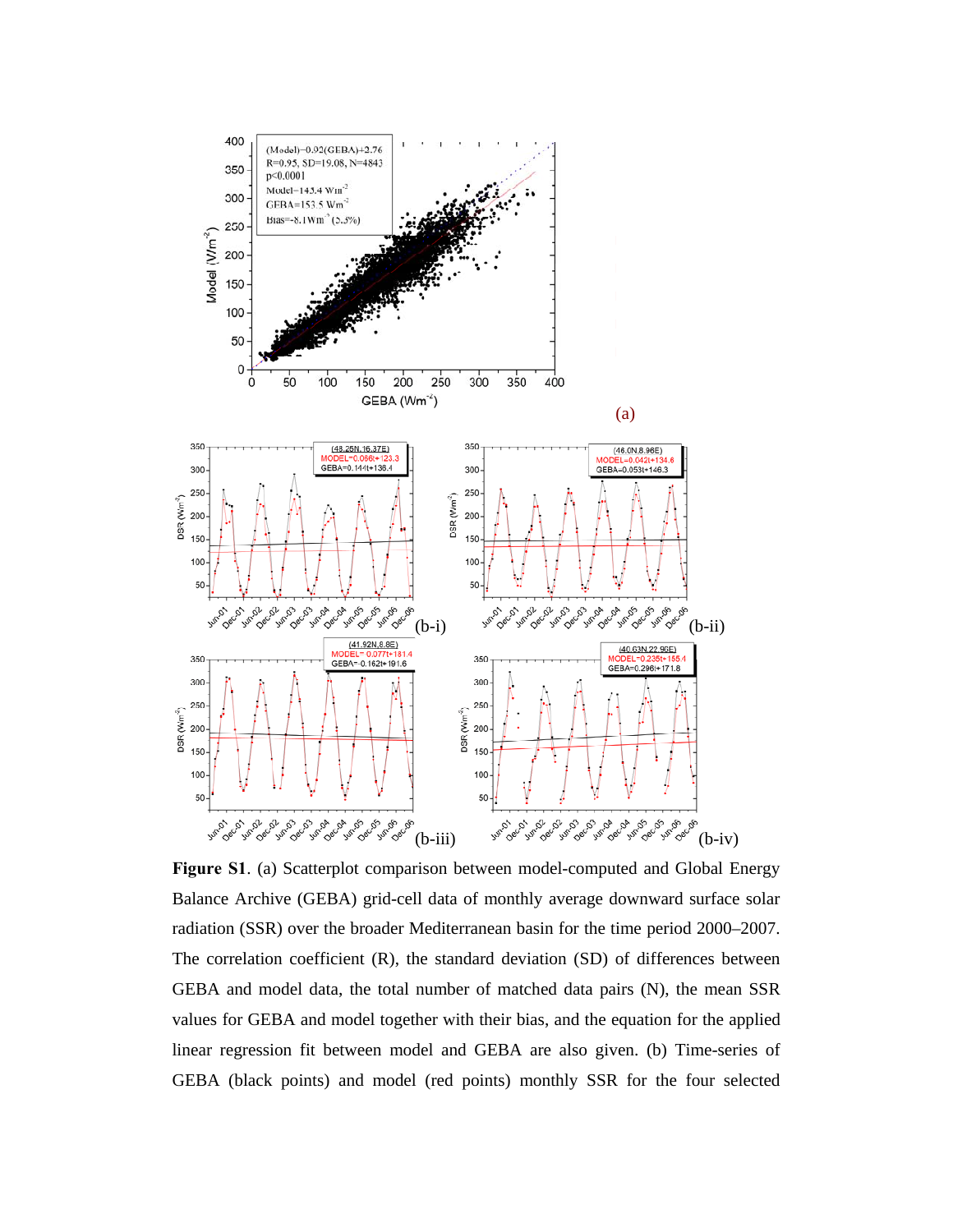**Figure S1**. (a) Scatterplot comparison between model-computed and Global Energy Balance Archive (GEBA) grid-cell data of monthly average downward surface solar radiation (SSR) over the broader Mediterranean basin for the time period 2000–2007. The correlation coefficient (R), the standard deviation (SD) of differences between GEBA and model data, the total number of matched data pairs (N), the mean SSR values for GEBA and model together with their bias, and the equation for the applied linear regression fit between model and GEBA are also given. (b) Time-series of GEBA (black points) and model (red points) monthly SSR for the four selected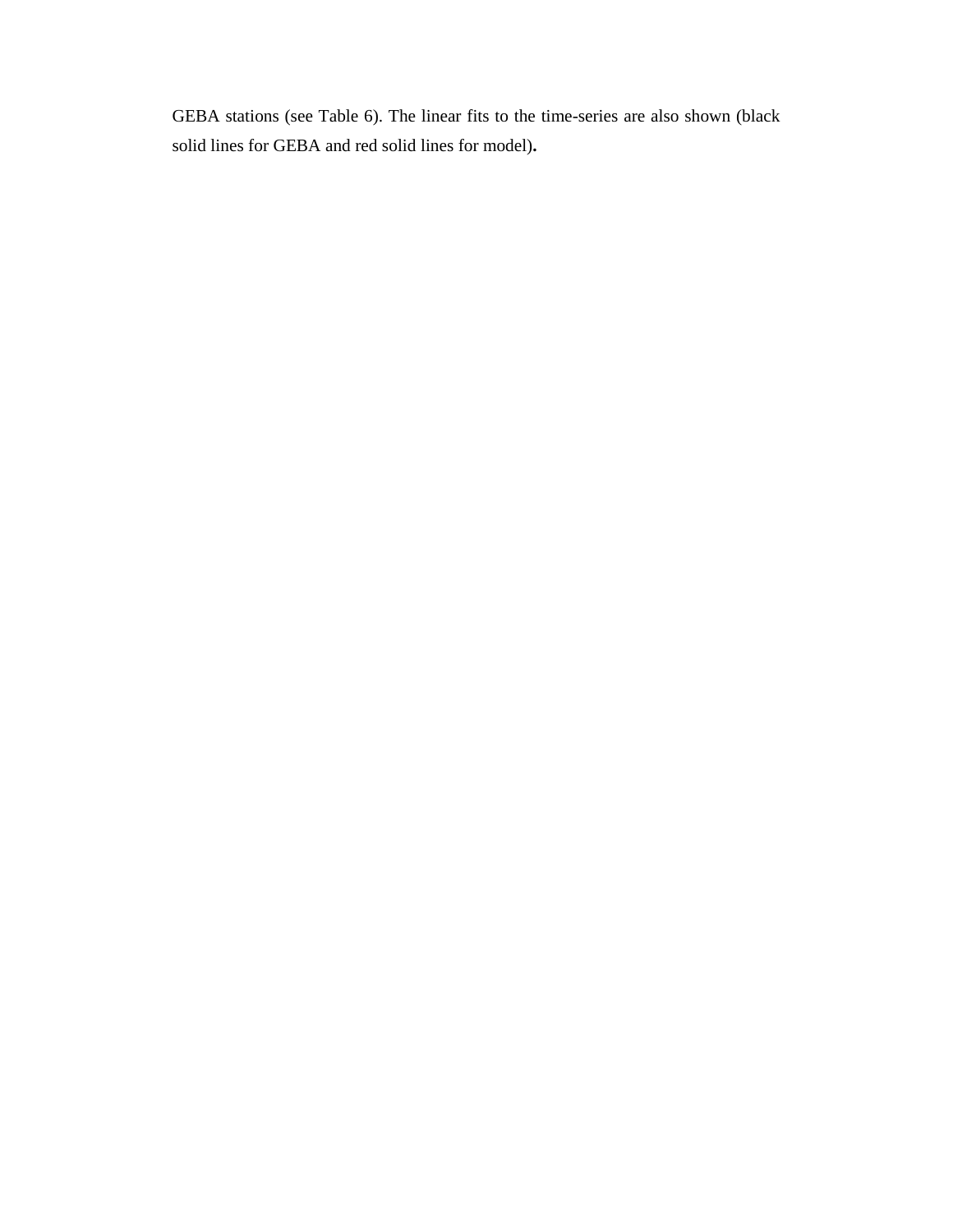GEBA stations (see Table 6). The linear fits to the time-series are also shown (black solid lines for GEBA and red solid lines for model).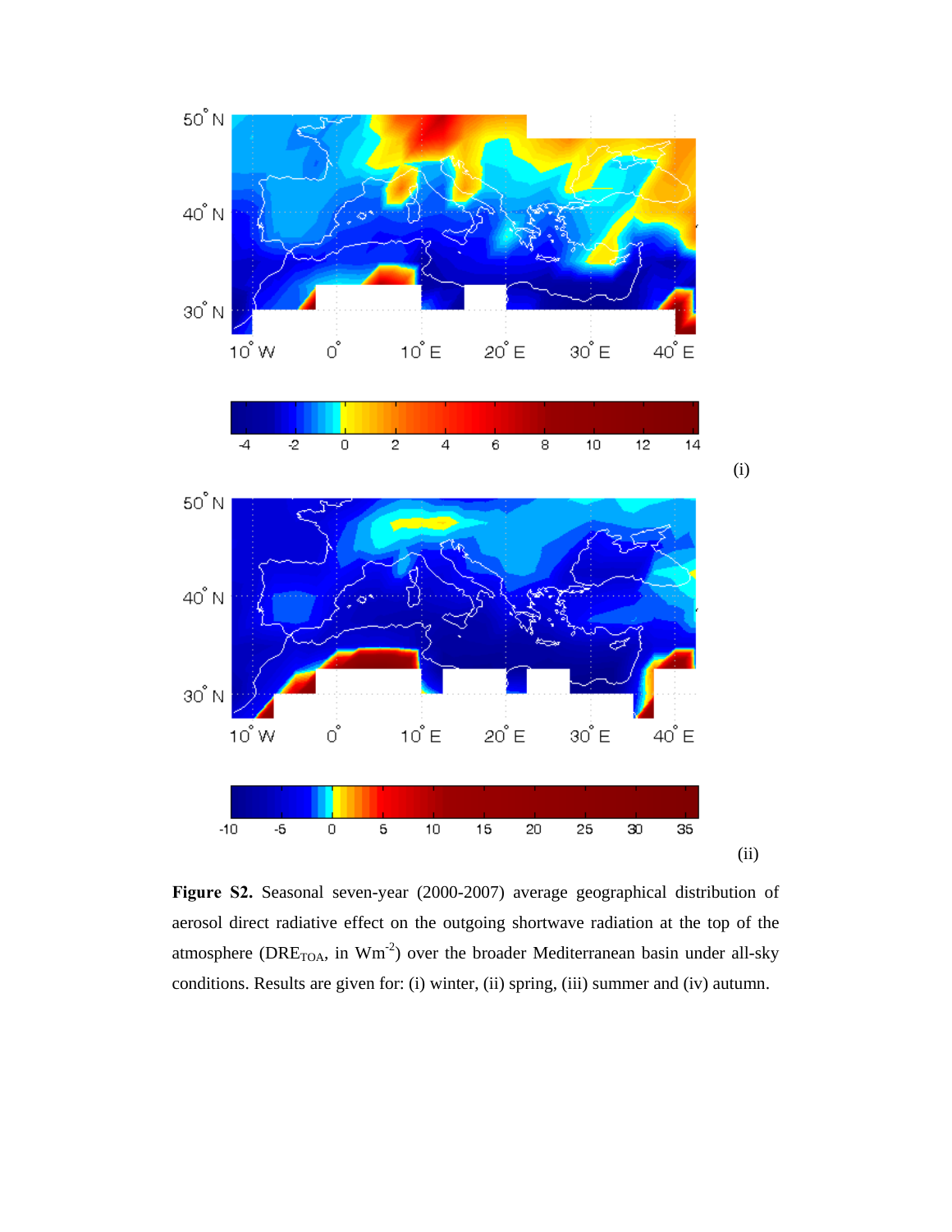(i)

(ii)

**Figure S2.** Seasonal seven-year (2000-2007) average geographical distribution of aerosol direct radiative effect on the outgoing shortwave radiation at the top of the atmosphere ($DRE_{TOA}$, in $Wm^{-2}$) over the broader Mediterranean basin under all-sky conditions. Results are given for: (i) winter, (ii) spring, (iii) summer and (iv) autumn.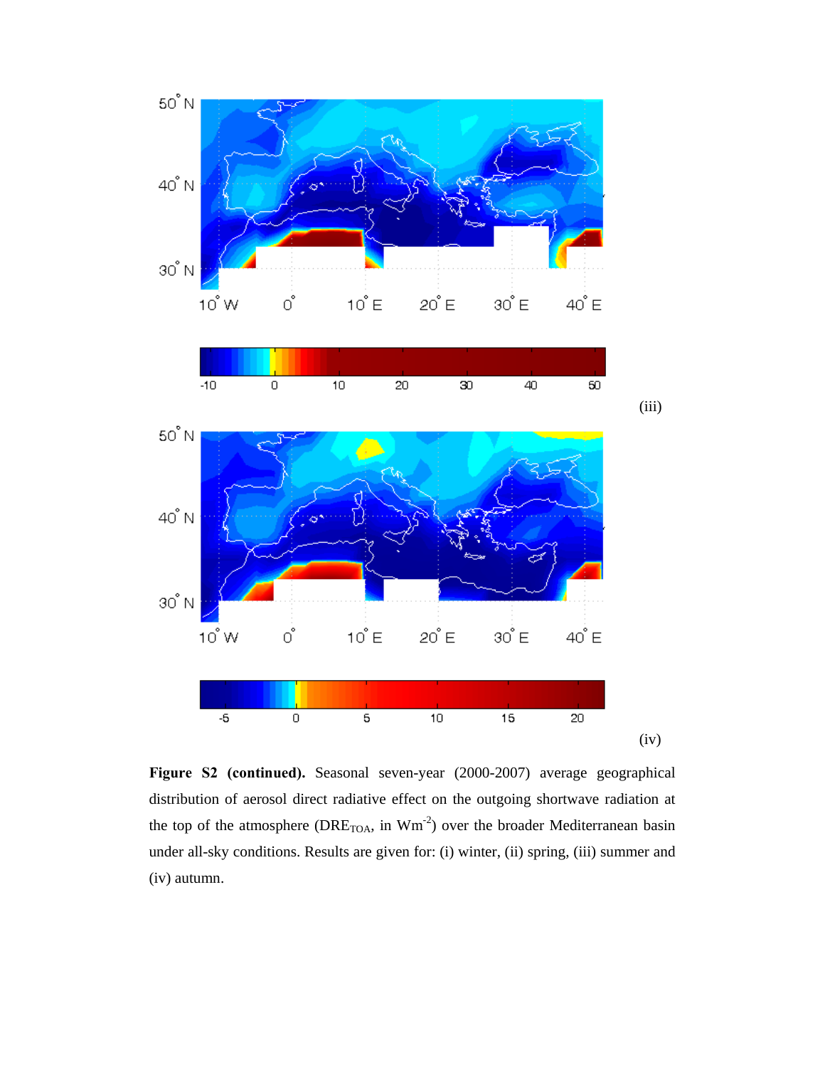(iii)

(iv)

**Figure S2 (continued).** Seasonal seven-year (2000-2007) average geographical distribution of aerosol direct radiative effect on the outgoing shortwave radiation at the top of the atmosphere ($DRE_{TOA}$, in $Wm^{-2}$) over the broader Mediterranean basin under all-sky conditions. Results are given for: (i) winter, (ii) spring, (iii) summer and (iv) autumn.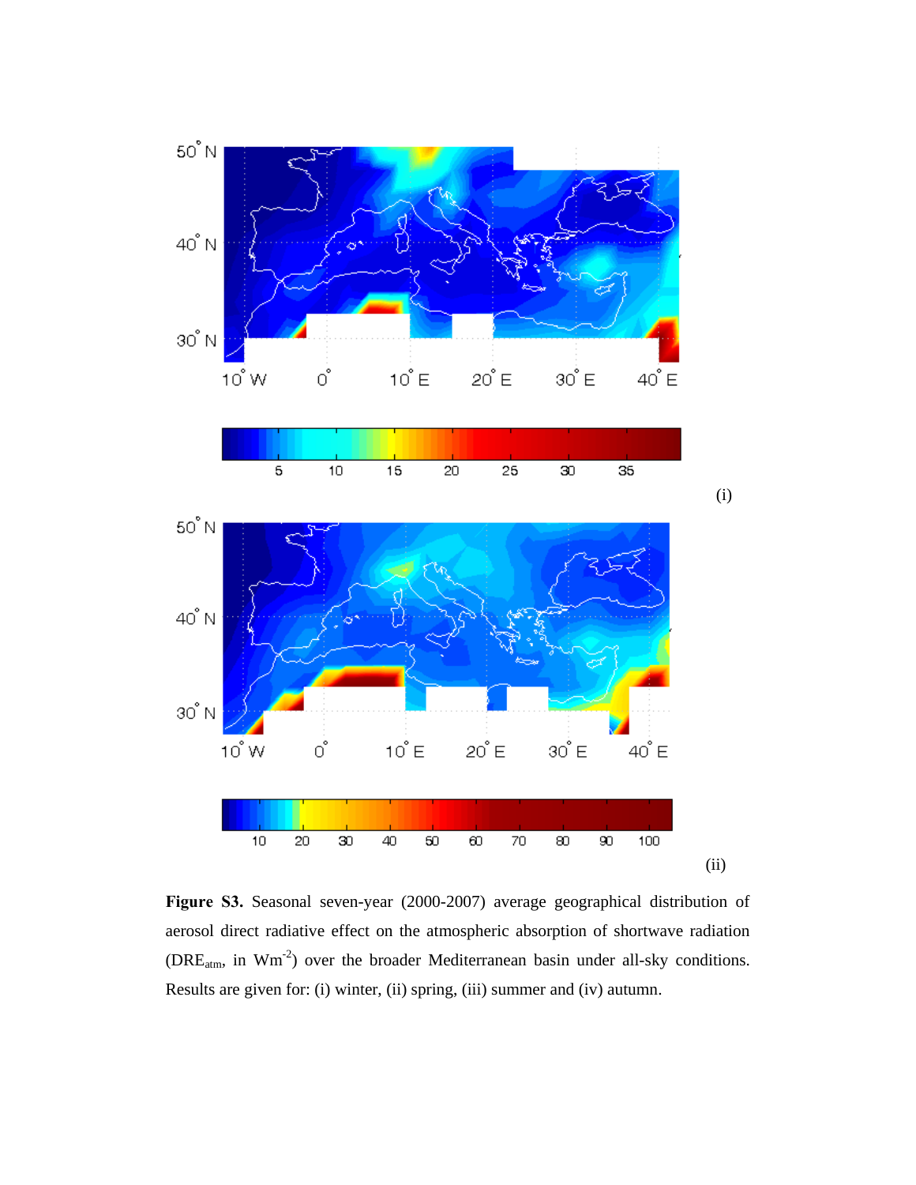(i)

(ii)

**Figure S3.** Seasonal seven-year (2000-2007) average geographical distribution of aerosol direct radiative effect on the atmospheric absorption of shortwave radiation ($DRE_{atm}$, in $Wm^{-2}$) over the broader Mediterranean basin under all-sky conditions. Results are given for: (i) winter, (ii) spring, (iii) summer and (iv) autumn.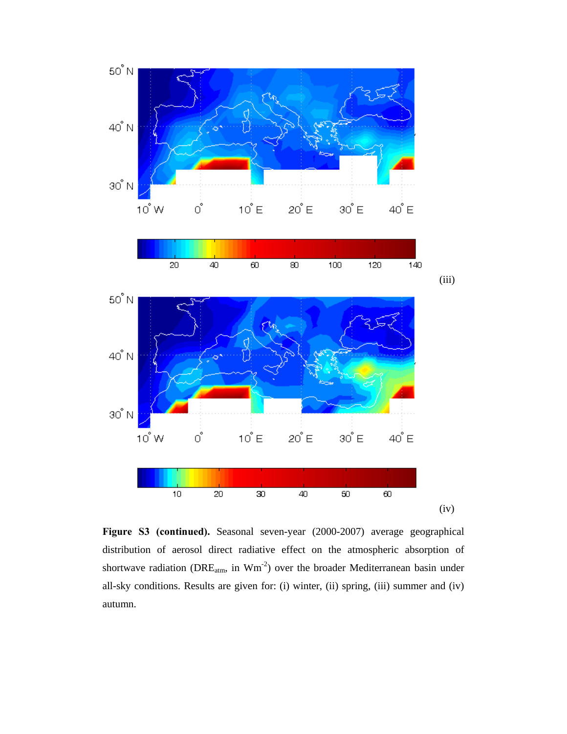(iii)

(iv)

**Figure S3 (continued).** Seasonal seven-year (2000-2007) average geographical distribution of aerosol direct radiative effect on the atmospheric absorption of shortwave radiation ($DRE_{atm}$, in $Wm^{-2}$) over the broader Mediterranean basin under all-sky conditions. Results are given for: (i) winter, (ii) spring, (iii) summer and (iv) autumn.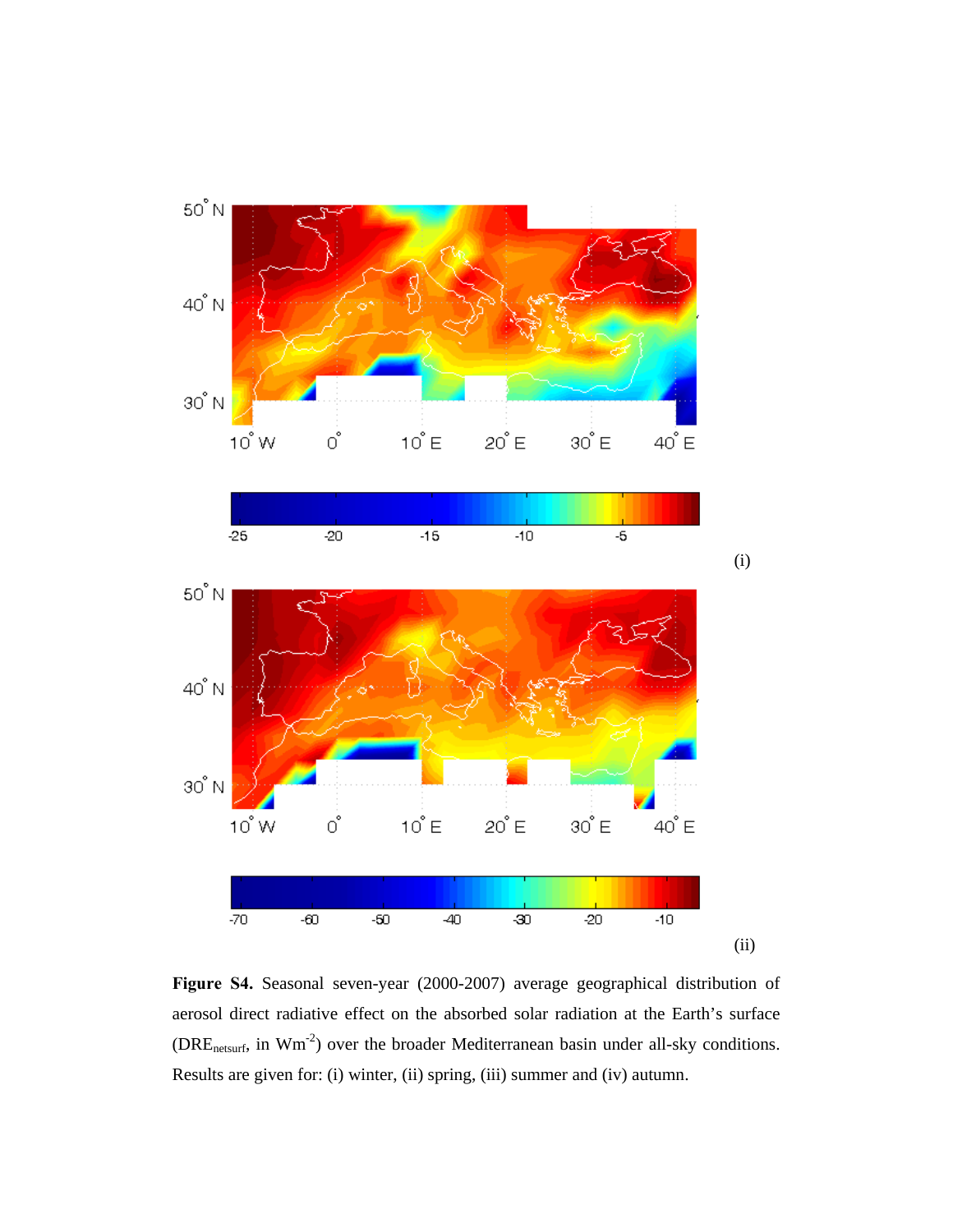(i)

(ii)

**Figure S4.** Seasonal seven-year (2000-2007) average geographical distribution of aerosol direct radiative effect on the absorbed solar radiation at the Earth's surface ($DRE_{netsurf}$, in $Wm^{-2}$) over the broader Mediterranean basin under all-sky conditions. Results are given for: (i) winter, (ii) spring, (iii) summer and (iv) autumn.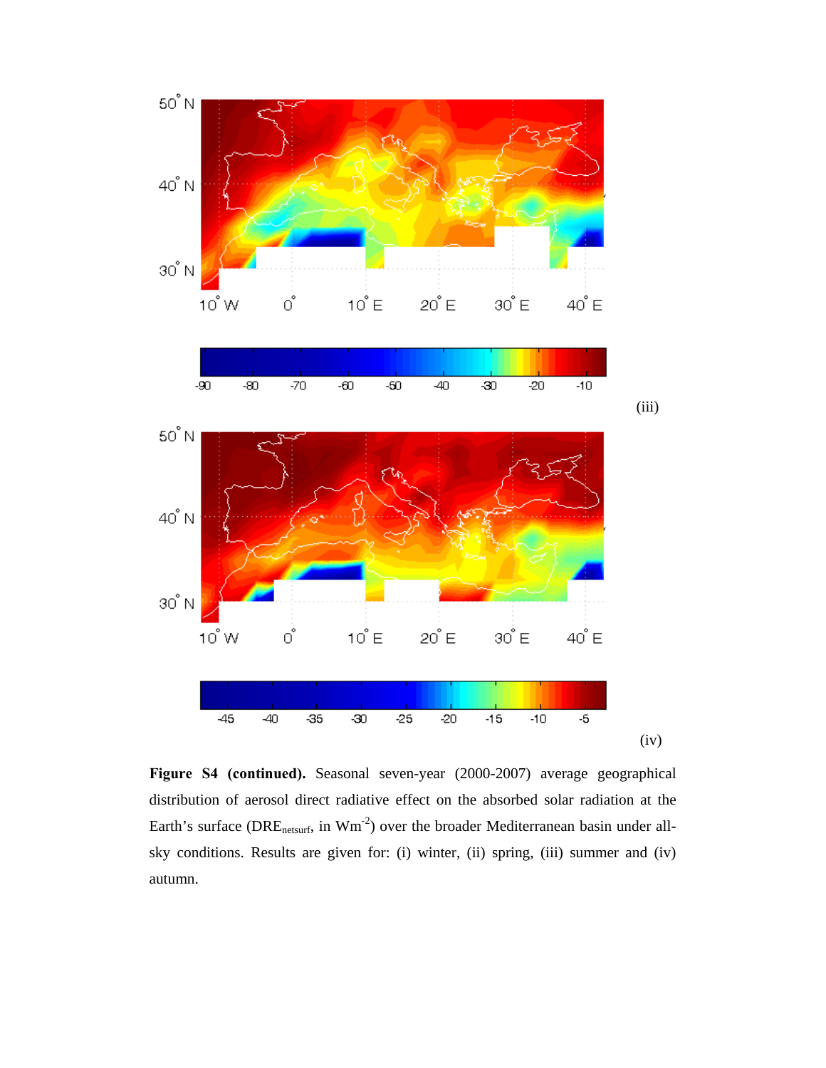(iii)

(iv)

**Figure S4 (continued).** Seasonal seven-year (2000-2007) average geographical distribution of aerosol direct radiative effect on the absorbed solar radiation at the Earth's surface ($DRE_{netsurf}$, in $Wm^{-2}$) over the broader Mediterranean basin under all-sky conditions. Results are given for: (i) winter, (ii) spring, (iii) summer and (iv) autumn.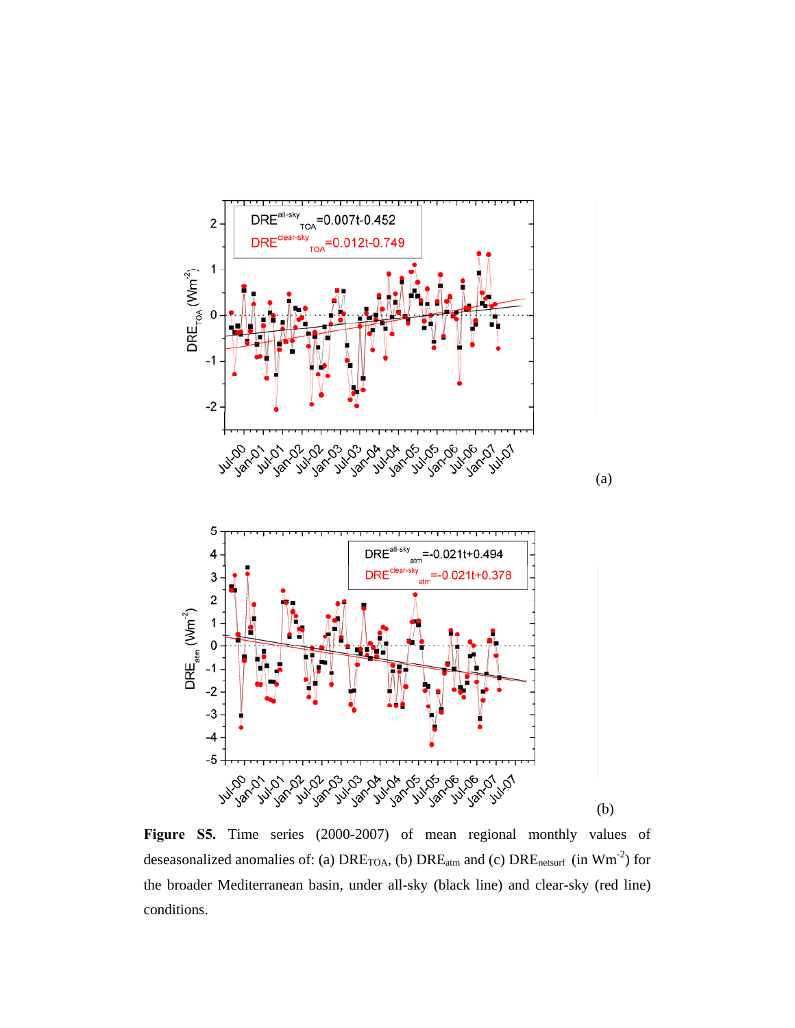(a)

(b)

**Figure S5.** Time series (2000-2007) of mean regional monthly values of deseasonalized anomalies of: (a) $DRE_{TOA}$, (b) $DRE_{atm}$ and (c) $DRE_{netsurf}$ (in $Wm^{-2}$) for the broader Mediterranean basin, under all-sky (black line) and clear-sky (red line) conditions.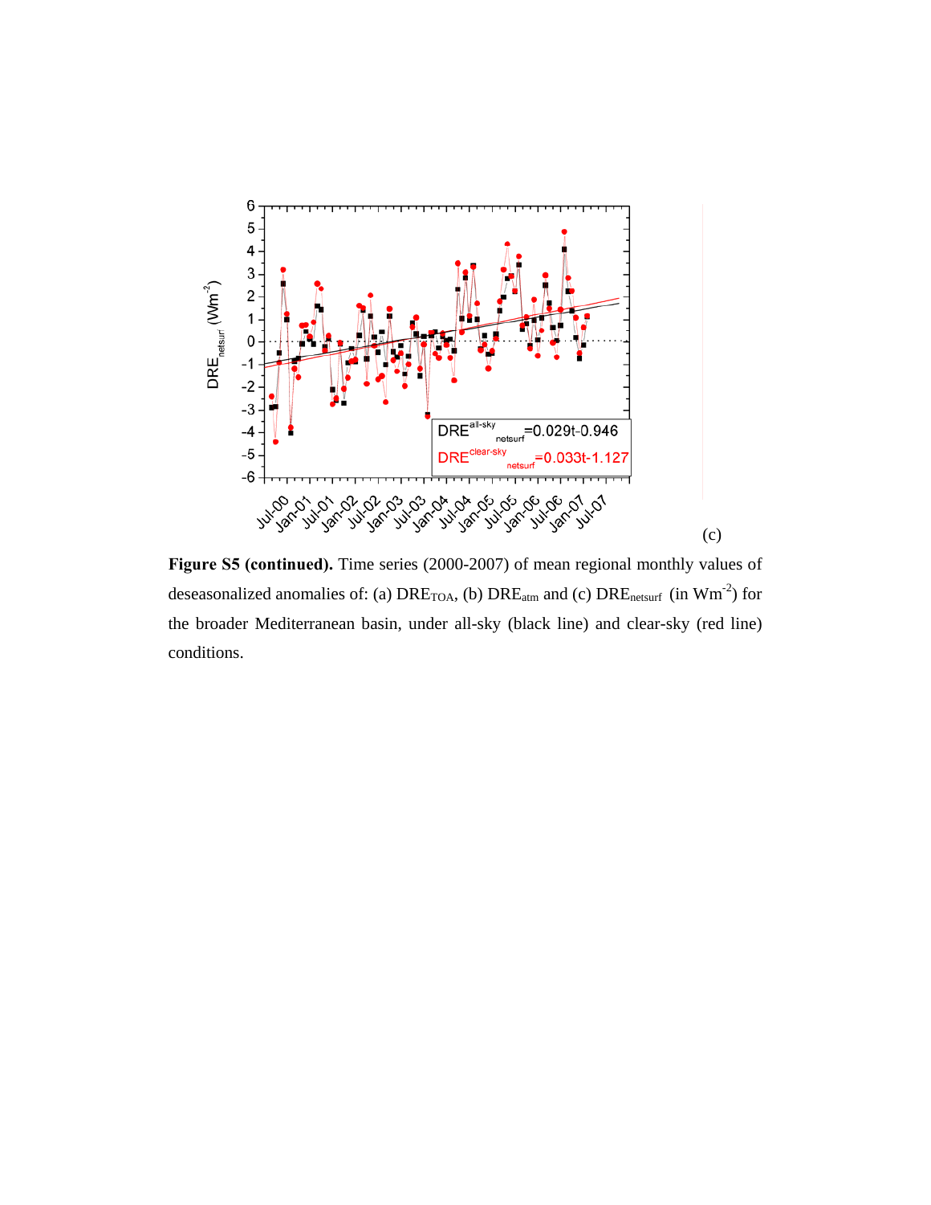$DRE_{netsurf}$ (Wm$^{-2}$)

6
5
4
3
2
1
0
-1
-2
-3
-4
-5
-6

$DRE^{all\text{-}sky}_{netsurf}$=0.029t-0.946

$DRE^{clear\text{-}sky}_{netsurf}$=0.033t-1.127

Jul-00 Jan-01 Jul-01 Jan-02 Jul-02 Jan-03 Jul-03 Jan-04 Jul-04 Jan-05 Jul-05 Jan-06 Jul-06 Jan-07 Jul-07

(c)

**Figure S5 (continued).** Time series (2000-2007) of mean regional monthly values of deseasonalized anomalies of: (a) $DRE_{TOA}$, (b) $DRE_{atm}$ and (c) $DRE_{netsurf}$ (in Wm$^{-2}$) for the broader Mediterranean basin, under all-sky (black line) and clear-sky (red line) conditions.